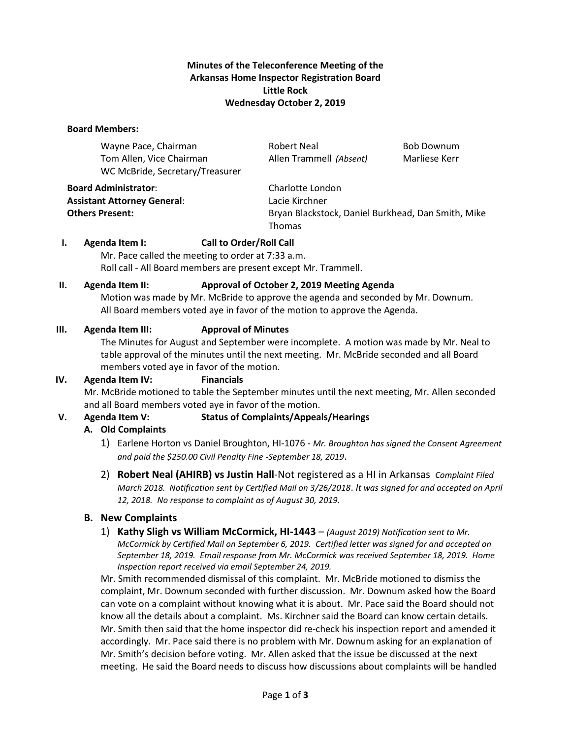**Minutes of the Teleconference Meeting of the**
**Arkansas Home Inspector Registration Board**
**Little Rock**
**Wednesday October 2, 2019**

**Board Members:**

| | | |
|---|---|---|
| Wayne Pace, Chairman | Robert Neal | Bob Downum |
| Tom Allen, Vice Chairman | Allen Trammell *(Absent)* | Marliese Kerr |
| WC McBride, Secretary/Treasurer | | |

**Board Administrator**: Charlotte London
**Assistant Attorney General**: Lacie Kirchner
**Others Present:** Bryan Blackstock, Daniel Burkhead, Dan Smith, Mike Thomas

**I. Agenda Item I: Call to Order/Roll Call**

Mr. Pace called the meeting to order at 7:33 a.m.
Roll call - All Board members are present except Mr. Trammell.

**II. Agenda Item II: Approval of October 2, 2019 Meeting Agenda**

Motion was made by Mr. McBride to approve the agenda and seconded by Mr. Downum. All Board members voted aye in favor of the motion to approve the Agenda.

**III. Agenda Item III: Approval of Minutes**

The Minutes for August and September were incomplete. A motion was made by Mr. Neal to table approval of the minutes until the next meeting. Mr. McBride seconded and all Board members voted aye in favor of the motion.

**IV. Agenda Item IV: Financials**

Mr. McBride motioned to table the September minutes until the next meeting, Mr. Allen seconded and all Board members voted aye in favor of the motion.

**V. Agenda Item V: Status of Complaints/Appeals/Hearings**

**A. Old Complaints**

1) Earlene Horton vs Daniel Broughton, HI-1076 - *Mr. Broughton has signed the Consent Agreement and paid the $250.00 Civil Penalty Fine -September 18, 2019*.

2) **Robert Neal (AHIRB) vs Justin Hall**-Not registered as a HI in Arkansas *Complaint Filed March 2018. Notification sent by Certified Mail on 3/26/2018. It was signed for and accepted on April 12, 2018. No response to complaint as of August 30, 2019.*

**B. New Complaints**

1) **Kathy Sligh vs William McCormick, HI-1443** – *(August 2019) Notification sent to Mr. McCormick by Certified Mail on September 6, 2019. Certified letter was signed for and accepted on September 18, 2019. Email response from Mr. McCormick was received September 18, 2019. Home Inspection report received via email September 24, 2019.*

Mr. Smith recommended dismissal of this complaint. Mr. McBride motioned to dismiss the complaint, Mr. Downum seconded with further discussion. Mr. Downum asked how the Board can vote on a complaint without knowing what it is about. Mr. Pace said the Board should not know all the details about a complaint. Ms. Kirchner said the Board can know certain details. Mr. Smith then said that the home inspector did re-check his inspection report and amended it accordingly. Mr. Pace said there is no problem with Mr. Downum asking for an explanation of Mr. Smith's decision before voting. Mr. Allen asked that the issue be discussed at the next meeting. He said the Board needs to discuss how discussions about complaints will be handled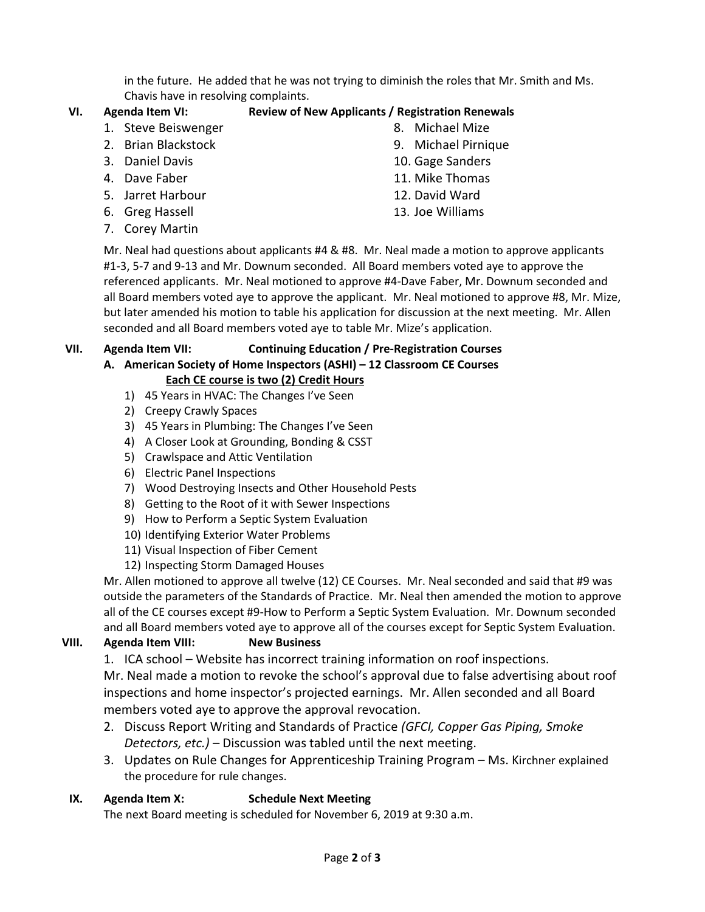in the future. He added that he was not trying to diminish the roles that Mr. Smith and Ms. Chavis have in resolving complaints.

## VI. Agenda Item VI: Review of New Applicants / Registration Renewals

1. Steve Beiswenger
2. Brian Blackstock
3. Daniel Davis
4. Dave Faber
5. Jarret Harbour
6. Greg Hassell
7. Corey Martin
8. Michael Mize
9. Michael Pirnique
10. Gage Sanders
11. Mike Thomas
12. David Ward
13. Joe Williams

Mr. Neal had questions about applicants #4 & #8. Mr. Neal made a motion to approve applicants #1-3, 5-7 and 9-13 and Mr. Downum seconded. All Board members voted aye to approve the referenced applicants. Mr. Neal motioned to approve #4-Dave Faber, Mr. Downum seconded and all Board members voted aye to approve the applicant. Mr. Neal motioned to approve #8, Mr. Mize, but later amended his motion to table his application for discussion at the next meeting. Mr. Allen seconded and all Board members voted aye to table Mr. Mize's application.

## VII. Agenda Item VII: Continuing Education / Pre-Registration Courses

**A. American Society of Home Inspectors (ASHI) – 12 Classroom CE Courses**
**Each CE course is two (2) Credit Hours**

1) 45 Years in HVAC: The Changes I've Seen
2) Creepy Crawly Spaces
3) 45 Years in Plumbing: The Changes I've Seen
4) A Closer Look at Grounding, Bonding & CSST
5) Crawlspace and Attic Ventilation
6) Electric Panel Inspections
7) Wood Destroying Insects and Other Household Pests
8) Getting to the Root of it with Sewer Inspections
9) How to Perform a Septic System Evaluation
10) Identifying Exterior Water Problems
11) Visual Inspection of Fiber Cement
12) Inspecting Storm Damaged Houses

Mr. Allen motioned to approve all twelve (12) CE Courses. Mr. Neal seconded and said that #9 was outside the parameters of the Standards of Practice. Mr. Neal then amended the motion to approve all of the CE courses except #9-How to Perform a Septic System Evaluation. Mr. Downum seconded and all Board members voted aye to approve all of the courses except for Septic System Evaluation.

## VIII. Agenda Item VIII: New Business

1. ICA school – Website has incorrect training information on roof inspections.

Mr. Neal made a motion to revoke the school's approval due to false advertising about roof inspections and home inspector's projected earnings. Mr. Allen seconded and all Board members voted aye to approve the approval revocation.

2. Discuss Report Writing and Standards of Practice *(GFCI, Copper Gas Piping, Smoke Detectors, etc.)* – Discussion was tabled until the next meeting.
3. Updates on Rule Changes for Apprenticeship Training Program – Ms. Kirchner explained the procedure for rule changes.

## IX. Agenda Item X: Schedule Next Meeting

The next Board meeting is scheduled for November 6, 2019 at 9:30 a.m.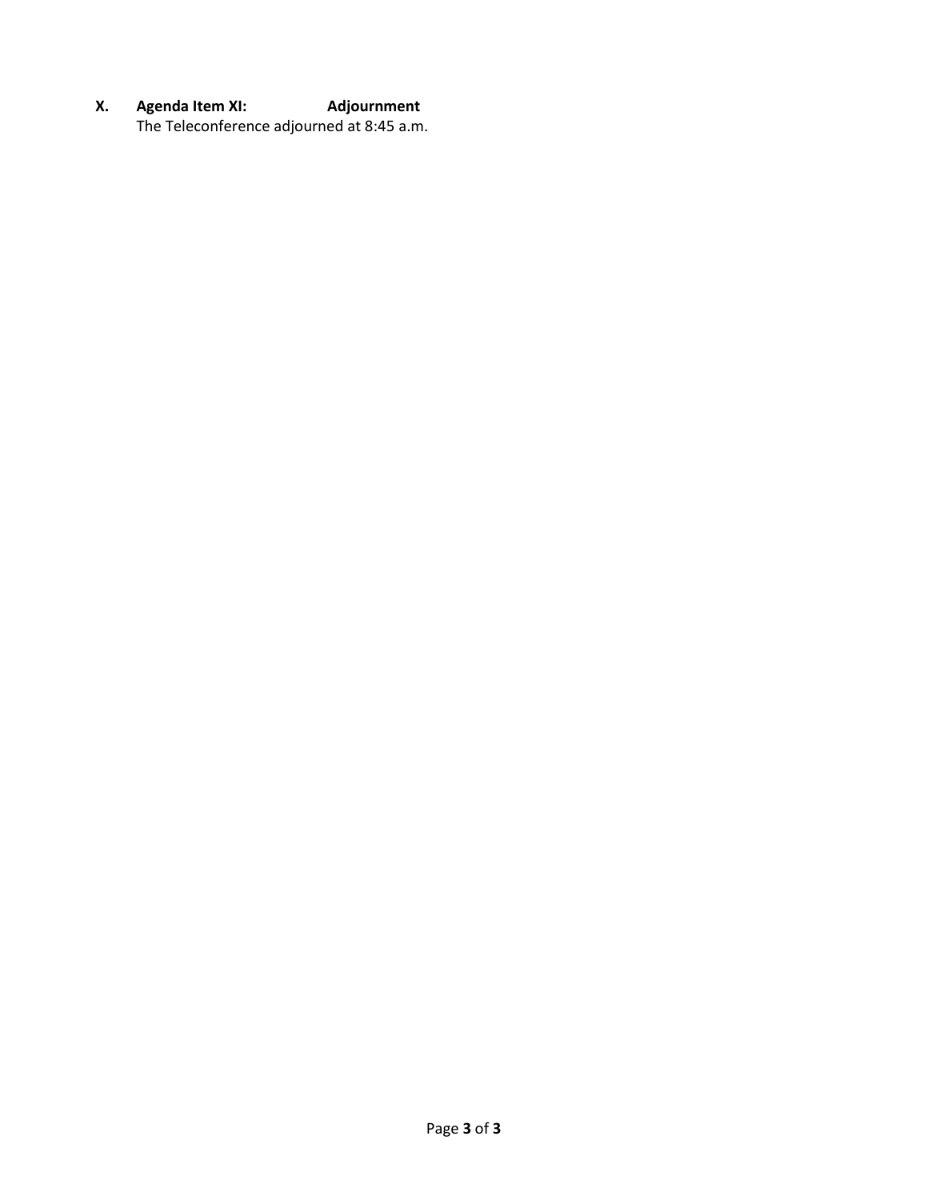**X. Agenda Item XI: Adjournment**

The Teleconference adjourned at 8:45 a.m.